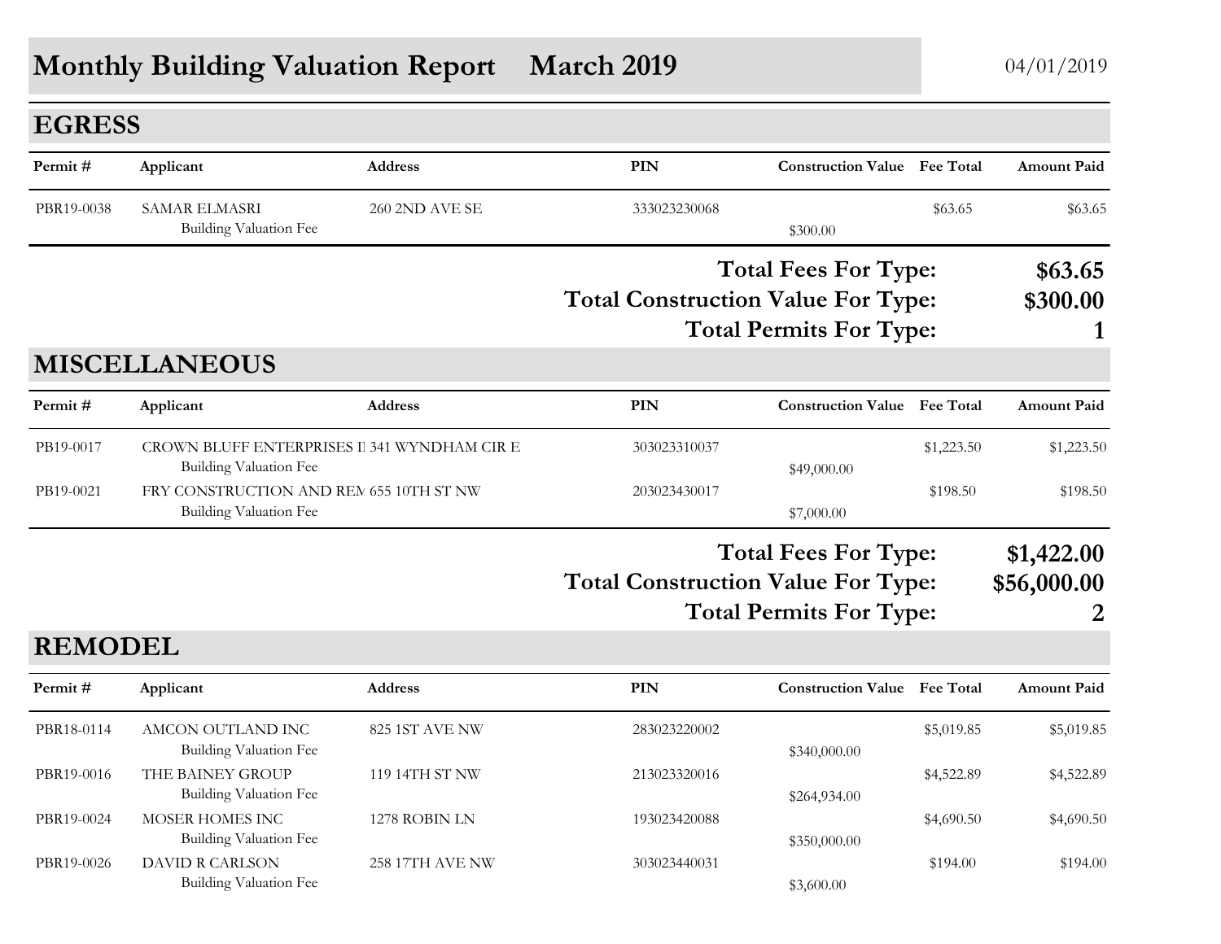# Monthly Building Valuation Report March 2019

04/01/2019

## EGRESS

| Permit # | Applicant | Address | PIN | Construction Value | Fee Total | Amount Paid |
|---|---|---|---|---|---|---|
| PBR19-0038 | SAMAR ELMASRI | 260 2ND AVE SE | 333023230068 | | $63.65 | $63.65 |
| | Building Valuation Fee | | | $300.00 | | |

**Total Fees For Type: $63.65**

**Total Construction Value For Type: $300.00**

**Total Permits For Type: 1**

## MISCELLANEOUS

| Permit # | Applicant | Address | PIN | Construction Value | Fee Total | Amount Paid |
|---|---|---|---|---|---|---|
| PB19-0017 | CROWN BLUFF ENTERPRISES I | 341 WYNDHAM CIR E | 303023310037 | | $1,223.50 | $1,223.50 |
| | Building Valuation Fee | | | $49,000.00 | | |
| PB19-0021 | FRY CONSTRUCTION AND REM | 655 10TH ST NW | 203023430017 | | $198.50 | $198.50 |
| | Building Valuation Fee | | | $7,000.00 | | |

**Total Fees For Type: $1,422.00**

**Total Construction Value For Type: $56,000.00**

**Total Permits For Type: 2**

## REMODEL

| Permit # | Applicant | Address | PIN | Construction Value | Fee Total | Amount Paid |
|---|---|---|---|---|---|---|
| PBR18-0114 | AMCON OUTLAND INC | 825 1ST AVE NW | 283023220002 | | $5,019.85 | $5,019.85 |
| | Building Valuation Fee | | | $340,000.00 | | |
| PBR19-0016 | THE BAINEY GROUP | 119 14TH ST NW | 213023320016 | | $4,522.89 | $4,522.89 |
| | Building Valuation Fee | | | $264,934.00 | | |
| PBR19-0024 | MOSER HOMES INC | 1278 ROBIN LN | 193023420088 | | $4,690.50 | $4,690.50 |
| | Building Valuation Fee | | | $350,000.00 | | |
| PBR19-0026 | DAVID R CARLSON | 258 17TH AVE NW | 303023440031 | | $194.00 | $194.00 |
| | Building Valuation Fee | | | $3,600.00 | | |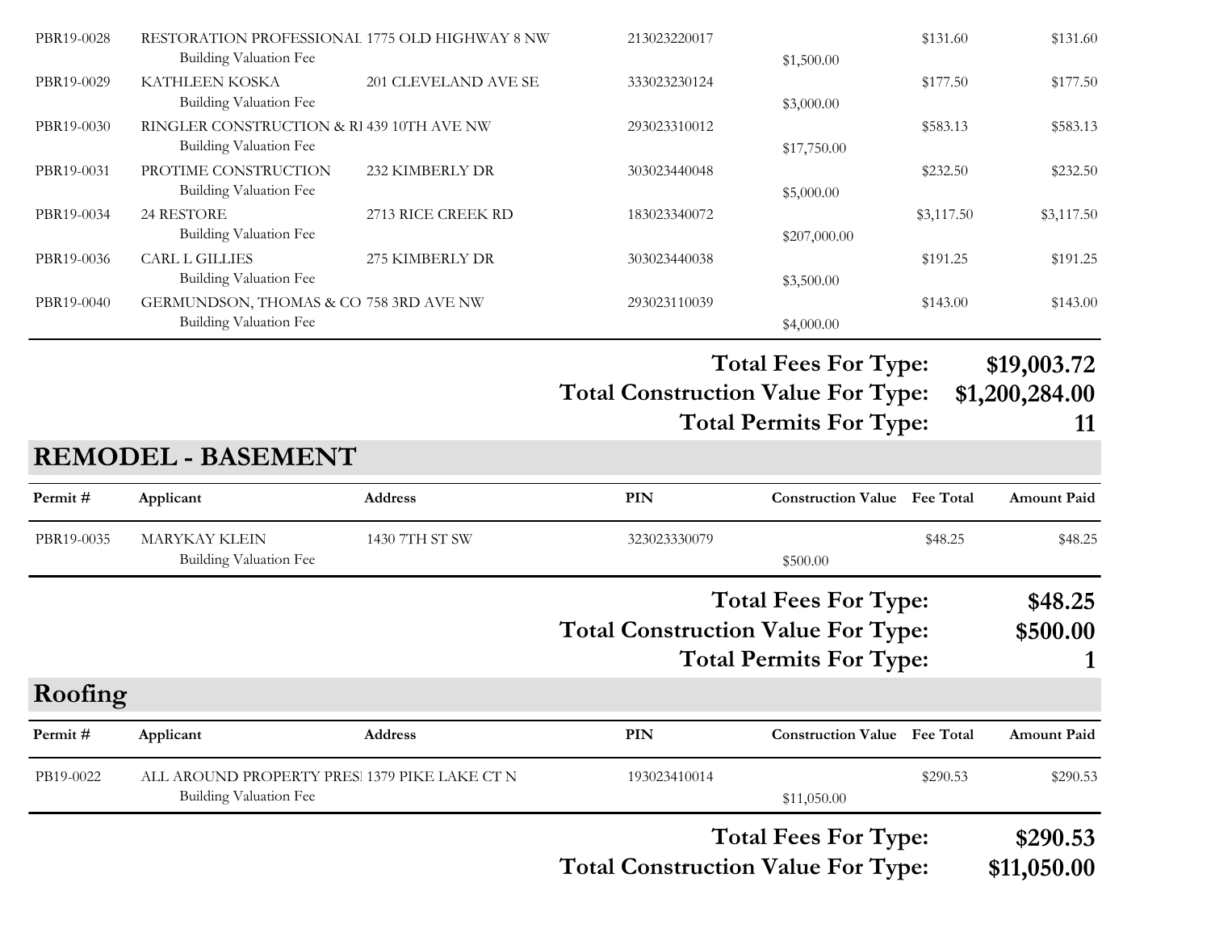| Permit # | Applicant | Address | PIN | Construction Value | Fee Total | Amount Paid |
|---|---|---|---|---|---|---|
| PBR19-0028 | RESTORATION PROFESSIONAL | 1775 OLD HIGHWAY 8 NW | 213023220017 | | $131.60 | $131.60 |
| | Building Valuation Fee | | | $1,500.00 | | |
| PBR19-0029 | KATHLEEN KOSKA | 201 CLEVELAND AVE SE | 333023230124 | | $177.50 | $177.50 |
| | Building Valuation Fee | | | $3,000.00 | | |
| PBR19-0030 | RINGLER CONSTRUCTION & RI | 439 10TH AVE NW | 293023310012 | | $583.13 | $583.13 |
| | Building Valuation Fee | | | $17,750.00 | | |
| PBR19-0031 | PROTIME CONSTRUCTION | 232 KIMBERLY DR | 303023440048 | | $232.50 | $232.50 |
| | Building Valuation Fee | | | $5,000.00 | | |
| PBR19-0034 | 24 RESTORE | 2713 RICE CREEK RD | 183023340072 | | $3,117.50 | $3,117.50 |
| | Building Valuation Fee | | | $207,000.00 | | |
| PBR19-0036 | CARL L GILLIES | 275 KIMBERLY DR | 303023440038 | | $191.25 | $191.25 |
| | Building Valuation Fee | | | $3,500.00 | | |
| PBR19-0040 | GERMUNDSON, THOMAS & CO | 758 3RD AVE NW | 293023110039 | | $143.00 | $143.00 |
| | Building Valuation Fee | | | $4,000.00 | | |

**Total Fees For Type:** **$19,003.72**

**Total Construction Value For Type:** **$1,200,284.00**

**Total Permits For Type:** **11**

## REMODEL - BASEMENT

| Permit # | Applicant | Address | PIN | Construction Value | Fee Total | Amount Paid |
|---|---|---|---|---|---|---|
| PBR19-0035 | MARYKAY KLEIN | 1430 7TH ST SW | 323023330079 | | $48.25 | $48.25 |
| | Building Valuation Fee | | | $500.00 | | |

**Total Fees For Type:** **$48.25**

**Total Construction Value For Type:** **$500.00**

**Total Permits For Type:** **1**

## Roofing

| Permit # | Applicant | Address | PIN | Construction Value | Fee Total | Amount Paid |
|---|---|---|---|---|---|---|
| PB19-0022 | ALL AROUND PROPERTY PRESI | 1379 PIKE LAKE CT N | 193023410014 | | $290.53 | $290.53 |
| | Building Valuation Fee | | | $11,050.00 | | |

**Total Fees For Type:** **$290.53**

**Total Construction Value For Type:** **$11,050.00**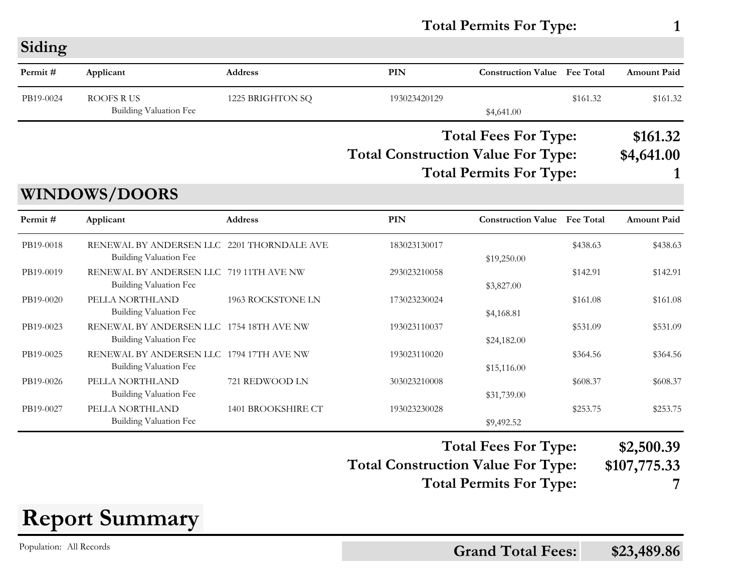**Total Permits For Type: 1**

## Siding

| Permit # | Applicant | Address | PIN | Construction Value | Fee Total | Amount Paid |
|---|---|---|---|---|---|---|
| PB19-0024 | ROOFS R US | 1225 BRIGHTON SQ | 193023420129 | | $161.32 | $161.32 |
| | Building Valuation Fee | | | $4,641.00 | | |

**Total Fees For Type: $161.32**

**Total Construction Value For Type: $4,641.00**

**Total Permits For Type: 1**

## WINDOWS/DOORS

| Permit # | Applicant | Address | PIN | Construction Value | Fee Total | Amount Paid |
|---|---|---|---|---|---|---|
| PB19-0018 | RENEWAL BY ANDERSEN LLC | 2201 THORNDALE AVE | 183023130017 | | $438.63 | $438.63 |
| | Building Valuation Fee | | | $19,250.00 | | |
| PB19-0019 | RENEWAL BY ANDERSEN LLC | 719 11TH AVE NW | 293023210058 | | $142.91 | $142.91 |
| | Building Valuation Fee | | | $3,827.00 | | |
| PB19-0020 | PELLA NORTHLAND | 1963 ROCKSTONE LN | 173023230024 | | $161.08 | $161.08 |
| | Building Valuation Fee | | | $4,168.81 | | |
| PB19-0023 | RENEWAL BY ANDERSEN LLC | 1754 18TH AVE NW | 193023110037 | | $531.09 | $531.09 |
| | Building Valuation Fee | | | $24,182.00 | | |
| PB19-0025 | RENEWAL BY ANDERSEN LLC | 1794 17TH AVE NW | 193023110020 | | $364.56 | $364.56 |
| | Building Valuation Fee | | | $15,116.00 | | |
| PB19-0026 | PELLA NORTHLAND | 721 REDWOOD LN | 303023210008 | | $608.37 | $608.37 |
| | Building Valuation Fee | | | $31,739.00 | | |
| PB19-0027 | PELLA NORTHLAND | 1401 BROOKSHIRE CT | 193023230028 | | $253.75 | $253.75 |
| | Building Valuation Fee | | | $9,492.52 | | |

**Total Fees For Type: $2,500.39**

**Total Construction Value For Type: $107,775.33**

**Total Permits For Type: 7**

# Report Summary

Population: All Records

**Grand Total Fees: $23,489.86**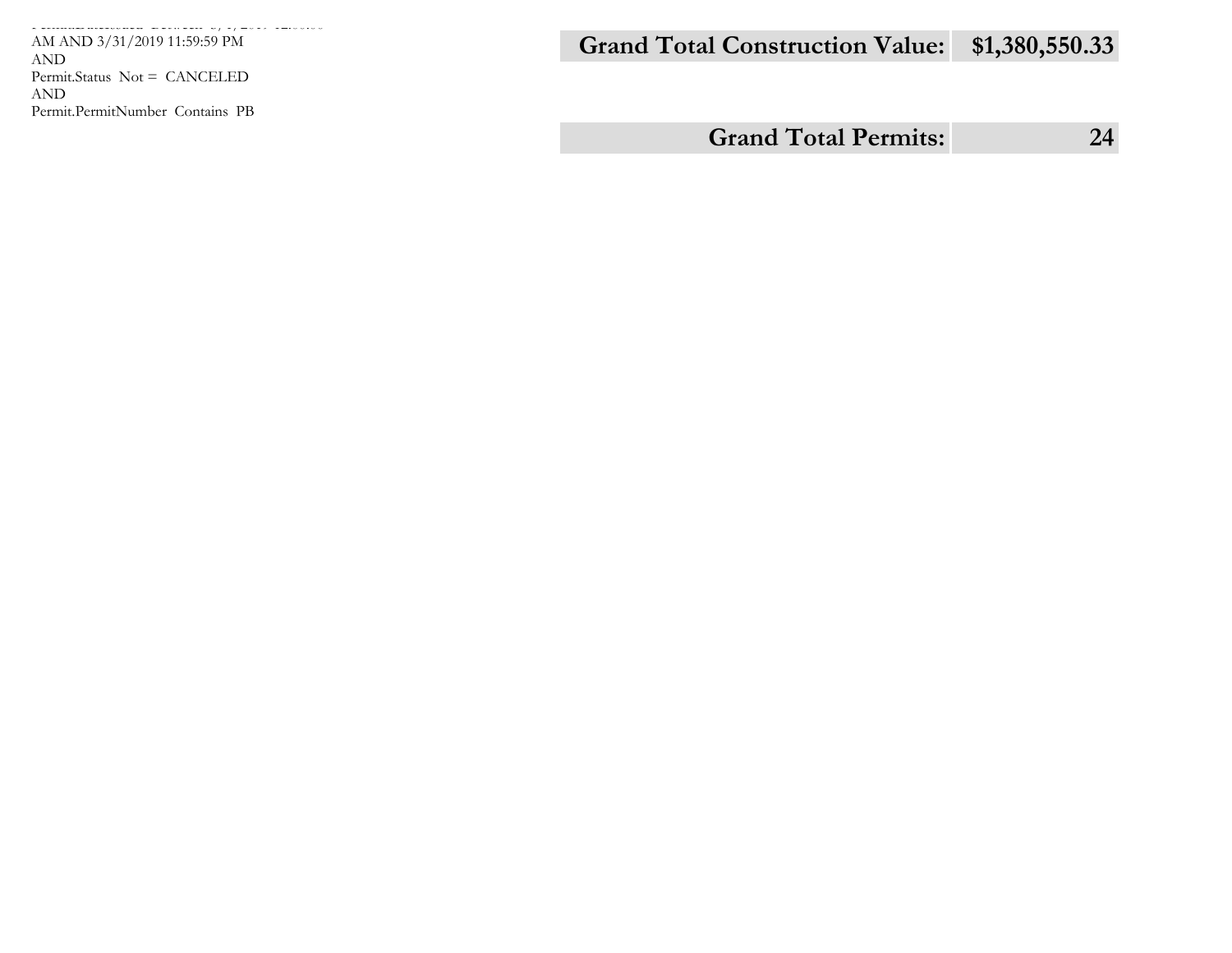AM AND 3/31/2019 11:59:59 PM
AND
Permit.Status Not = CANCELED
AND
Permit.PermitNumber Contains PB

| | |
|---|---|
| **Grand Total Construction Value:** | **$1,380,550.33** |
| **Grand Total Permits:** | **24** |